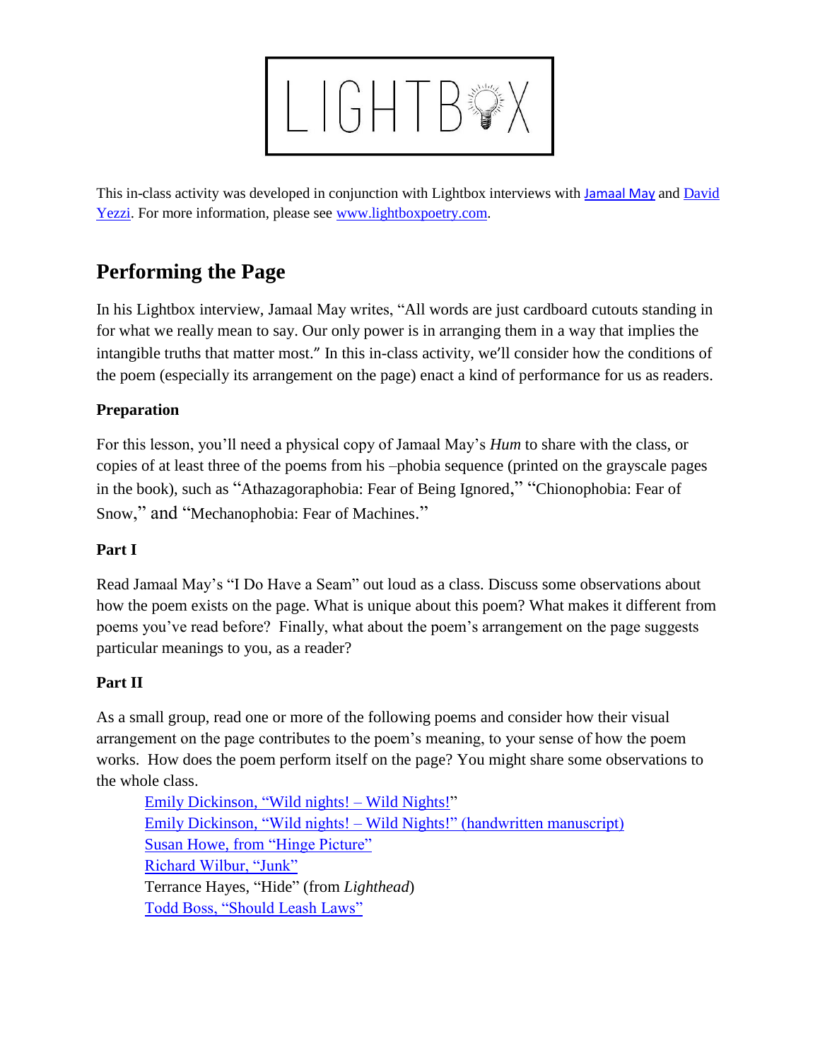LIGHTBOX

This in-class activity was developed in conjunction with Lightbox interviews with Jamaal May and David Yezzi. For more information, please see www.lightboxpoetry.com.

# Performing the Page

In his Lightbox interview, Jamaal May writes, "All words are just cardboard cutouts standing in for what we really mean to say. Our only power is in arranging them in a way that implies the intangible truths that matter most." In this in-class activity, we'll consider how the conditions of the poem (especially its arrangement on the page) enact a kind of performance for us as readers.

### Preparation

For this lesson, you'll need a physical copy of Jamaal May's *Hum* to share with the class, or copies of at least three of the poems from his –phobia sequence (printed on the grayscale pages in the book), such as "Athazagoraphobia: Fear of Being Ignored," "Chionophobia: Fear of Snow," and "Mechanophobia: Fear of Machines."

### Part I

Read Jamaal May's "I Do Have a Seam" out loud as a class. Discuss some observations about how the poem exists on the page. What is unique about this poem? What makes it different from poems you've read before? Finally, what about the poem's arrangement on the page suggests particular meanings to you, as a reader?

### Part II

As a small group, read one or more of the following poems and consider how their visual arrangement on the page contributes to the poem's meaning, to your sense of how the poem works. How does the poem perform itself on the page? You might share some observations to the whole class.

- Emily Dickinson, "Wild nights! – Wild Nights!"
- Emily Dickinson, "Wild nights! – Wild Nights!" (handwritten manuscript)
- Susan Howe, from "Hinge Picture"
- Richard Wilbur, "Junk"
- Terrance Hayes, "Hide" (from *Lighthead*)
- Todd Boss, "Should Leash Laws"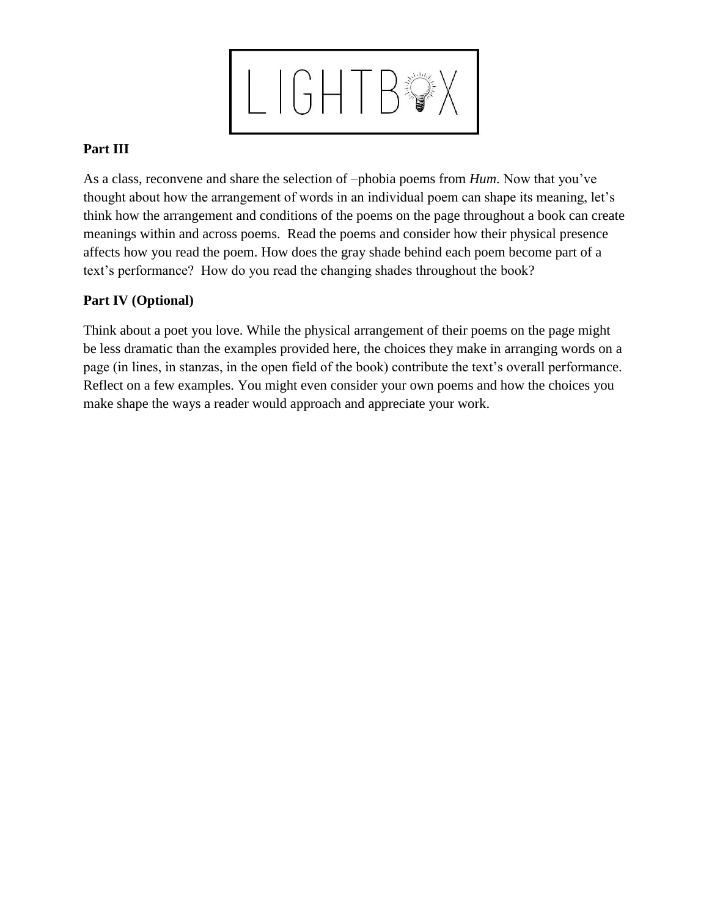LIGHTBOX

**Part III**

As a class, reconvene and share the selection of –phobia poems from *Hum*. Now that you've thought about how the arrangement of words in an individual poem can shape its meaning, let's think how the arrangement and conditions of the poems on the page throughout a book can create meanings within and across poems. Read the poems and consider how their physical presence affects how you read the poem. How does the gray shade behind each poem become part of a text's performance? How do you read the changing shades throughout the book?

**Part IV (Optional)**

Think about a poet you love. While the physical arrangement of their poems on the page might be less dramatic than the examples provided here, the choices they make in arranging words on a page (in lines, in stanzas, in the open field of the book) contribute the text's overall performance. Reflect on a few examples. You might even consider your own poems and how the choices you make shape the ways a reader would approach and appreciate your work.